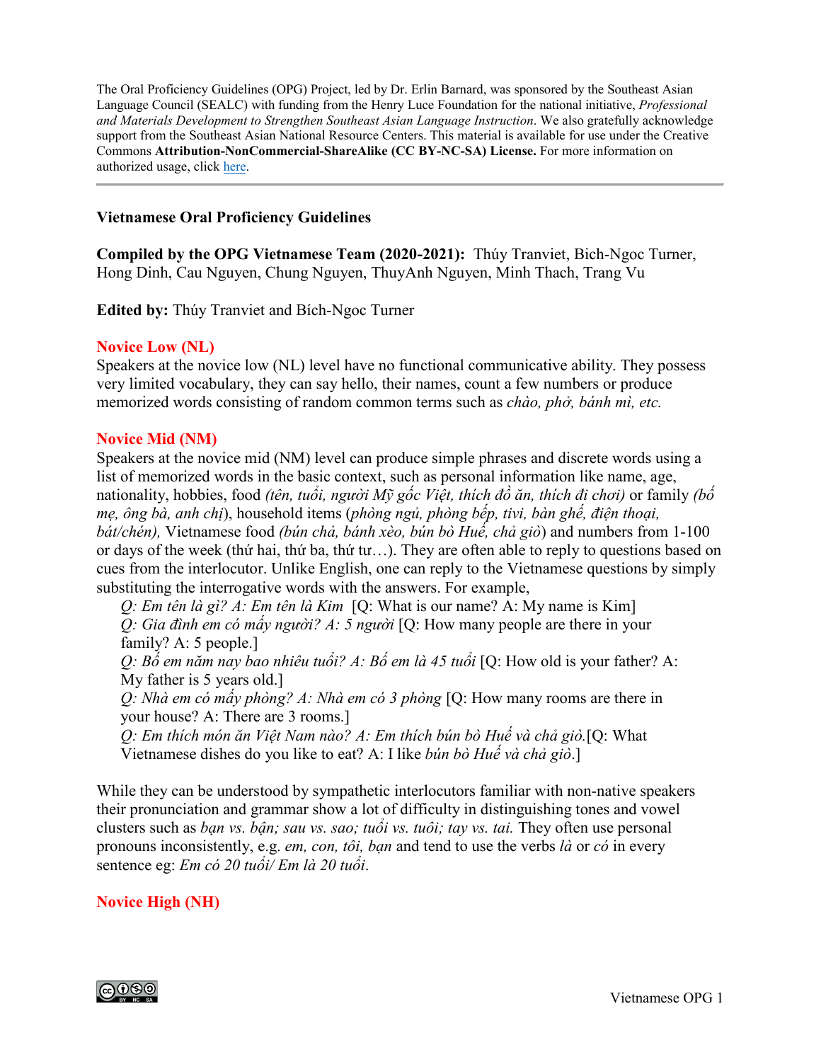The Oral Proficiency Guidelines (OPG) Project, led by Dr. Erlin Barnard, was sponsored by the Southeast Asian Language Council (SEALC) with funding from the Henry Luce Foundation for the national initiative, *Professional and Materials Development to Strengthen Southeast Asian Language Instruction*. We also gratefully acknowledge support from the Southeast Asian National Resource Centers. This material is available for use under the Creative Commons **Attribution-NonCommercial-ShareAlike (CC BY-NC-SA) License.** For more information on authorized usage, click here.

---

**Vietnamese Oral Proficiency Guidelines**

**Compiled by the OPG Vietnamese Team (2020-2021):** Thúy Tranviet, Bich-Ngoc Turner, Hong Dinh, Cau Nguyen, Chung Nguyen, ThuyAnh Nguyen, Minh Thach, Trang Vu

**Edited by:** Thúy Tranviet and Bích-Ngoc Turner

## Novice Low (NL)

Speakers at the novice low (NL) level have no functional communicative ability. They possess very limited vocabulary, they can say hello, their names, count a few numbers or produce memorized words consisting of random common terms such as *chào, phở, bánh mì, etc.*

## Novice Mid (NM)

Speakers at the novice mid (NM) level can produce simple phrases and discrete words using a list of memorized words in the basic context, such as personal information like name, age, nationality, hobbies, food *(tên, tuổi, người Mỹ gốc Việt, thích đồ ăn, thích đi chơi)* or family *(bố mẹ, ông bà, anh chị*), household items (*phòng ngủ, phòng bếp, tivi, bàn ghế, điện thoại, bát/chén),* Vietnamese food *(bún chả, bánh xèo, bún bò Huế, chả giò*) and numbers from 1-100 or days of the week (thứ hai, thứ ba, thứ tư…). They are often able to reply to questions based on cues from the interlocutor. Unlike English, one can reply to the Vietnamese questions by simply substituting the interrogative words with the answers. For example,

> *Q: Em tên là gì? A: Em tên là Kim* [Q: What is our name? A: My name is Kim]
> *Q: Gia đình em có mấy người? A: 5 người* [Q: How many people are there in your family? A: 5 people.]
> *Q: Bố em năm nay bao nhiêu tuổi? A: Bố em là 45 tuổi* [Q: How old is your father? A: My father is 5 years old.]
> *Q: Nhà em có mấy phòng? A: Nhà em có 3 phòng* [Q: How many rooms are there in your house? A: There are 3 rooms.]
> *Q: Em thích món ăn Việt Nam nào? A: Em thích bún bò Huế và chả giò.*[Q: What Vietnamese dishes do you like to eat? A: I like *bún bò Huế và chả giò*.]

While they can be understood by sympathetic interlocutors familiar with non-native speakers their pronunciation and grammar show a lot of difficulty in distinguishing tones and vowel clusters such as *bạn vs. bận; sau vs. sao; tuổi vs. tuôi; tay vs. tai.* They often use personal pronouns inconsistently, e.g. *em, con, tôi, bạn* and tend to use the verbs *là* or *có* in every sentence eg: *Em có 20 tuổi/ Em là 20 tuổi*.

## Novice High (NH)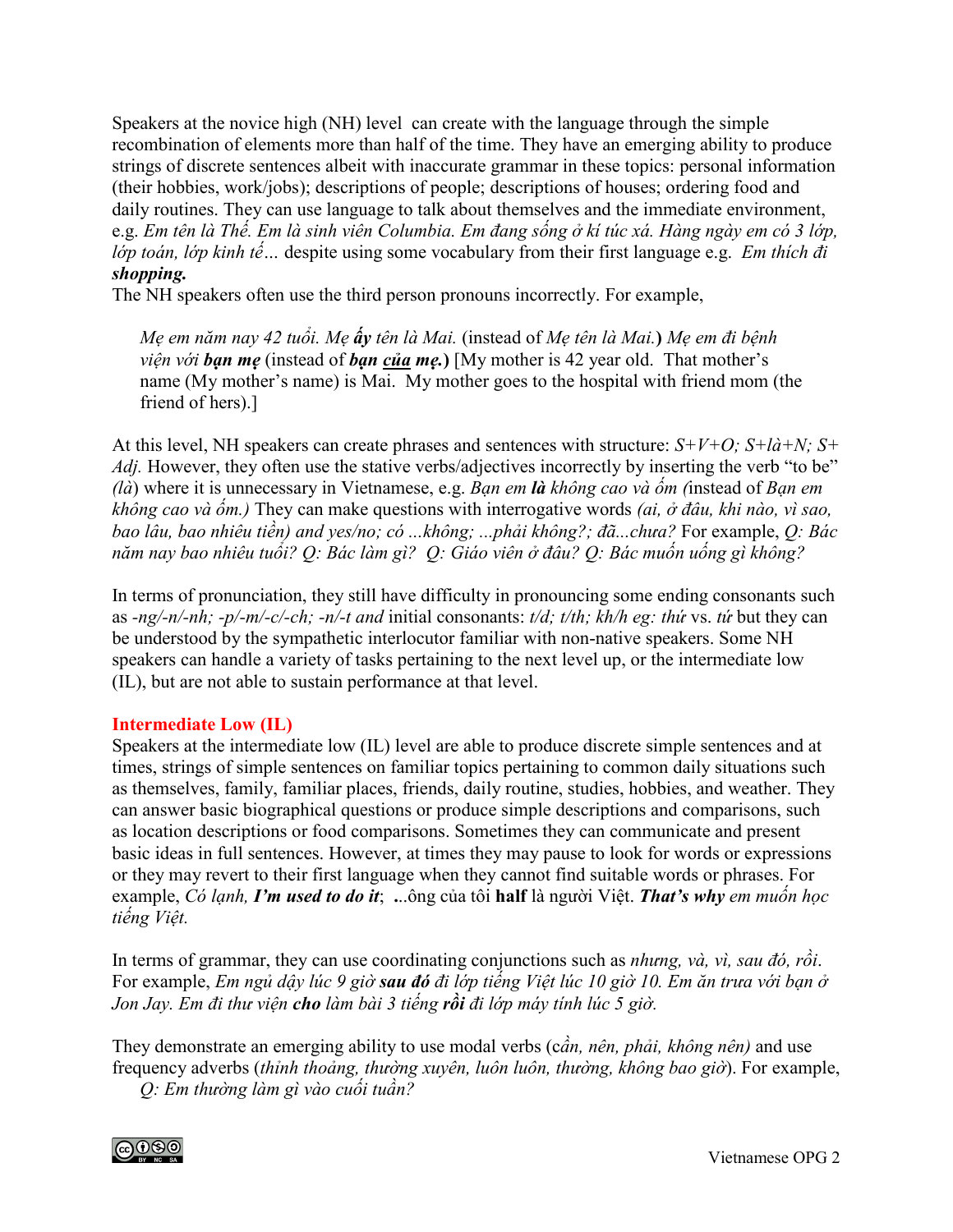Speakers at the novice high (NH) level can create with the language through the simple recombination of elements more than half of the time. They have an emerging ability to produce strings of discrete sentences albeit with inaccurate grammar in these topics: personal information (their hobbies, work/jobs); descriptions of people; descriptions of houses; ordering food and daily routines. They can use language to talk about themselves and the immediate environment, e.g. *Em tên là Thế. Em là sinh viên Columbia. Em đang sống ở kí túc xá. Hàng ngày em có 3 lớp, lớp toán, lớp kinh tế…* despite using some vocabulary from their first language e.g. *Em thích đi **shopping.***
The NH speakers often use the third person pronouns incorrectly. For example,

> *Mẹ em năm nay 42 tuổi. Mẹ **ấy** tên là Mai.* (instead of *Mẹ tên là Mai.***)** *Mẹ em đi bệnh viện với **bạn mẹ*** (instead of ***bạn của mẹ.*)** [My mother is 42 year old. That mother's name (My mother's name) is Mai. My mother goes to the hospital with friend mom (the friend of hers).]

At this level, NH speakers can create phrases and sentences with structure: *S+V+O; S+là+N; S+ Adj.* However, they often use the stative verbs/adjectives incorrectly by inserting the verb "to be" *(là)* where it is unnecessary in Vietnamese, e.g. *Bạn em **là** không cao và ốm (*instead of *Bạn em không cao và ốm.)* They can make questions with interrogative words *(ai, ở đâu, khi nào, vì sao, bao lâu, bao nhiêu tiền) and yes/no; có ...không; ...phải không?; đã...chưa?* For example, *Q: Bác năm nay bao nhiêu tuổi? Q: Bác làm gì? Q: Giáo viên ở đâu? Q: Bác muốn uống gì không?*

In terms of pronunciation, they still have difficulty in pronouncing some ending consonants such as *-ng/-n/-nh; -p/-m/-c/-ch; -n/-t and* initial consonants: *t/d; t/th; kh/h eg: thứ* vs. *tứ* but they can be understood by the sympathetic interlocutor familiar with non-native speakers. Some NH speakers can handle a variety of tasks pertaining to the next level up, or the intermediate low (IL), but are not able to sustain performance at that level.

## Intermediate Low (IL)

Speakers at the intermediate low (IL) level are able to produce discrete simple sentences and at times, strings of simple sentences on familiar topics pertaining to common daily situations such as themselves, family, familiar places, friends, daily routine, studies, hobbies, and weather. They can answer basic biographical questions or produce simple descriptions and comparisons, such as location descriptions or food comparisons. Sometimes they can communicate and present basic ideas in full sentences. However, at times they may pause to look for words or expressions or they may revert to their first language when they cannot find suitable words or phrases. For example, *Có lạnh, **I'm used to do it***; *..*ông của tôi **half** là người Việt. ***That's why*** *em muốn học tiếng Việt.*

In terms of grammar, they can use coordinating conjunctions such as *nhưng, và, vì, sau đó, rồi*. For example, *Em ngủ dậy lúc 9 giờ **sau đó** đi lớp tiếng Việt lúc 10 giờ 10. Em ăn trưa với bạn ở Jon Jay. Em đi thư viện **cho** làm bài 3 tiếng **rồi** đi lớp máy tính lúc 5 giờ.*

They demonstrate an emerging ability to use modal verbs (*cần, nên, phải, không nên)* and use frequency adverbs (*thỉnh thoảng, thường xuyên, luôn luôn, thường, không bao giờ*). For example,

> *Q: Em thường làm gì vào cuối tuần?*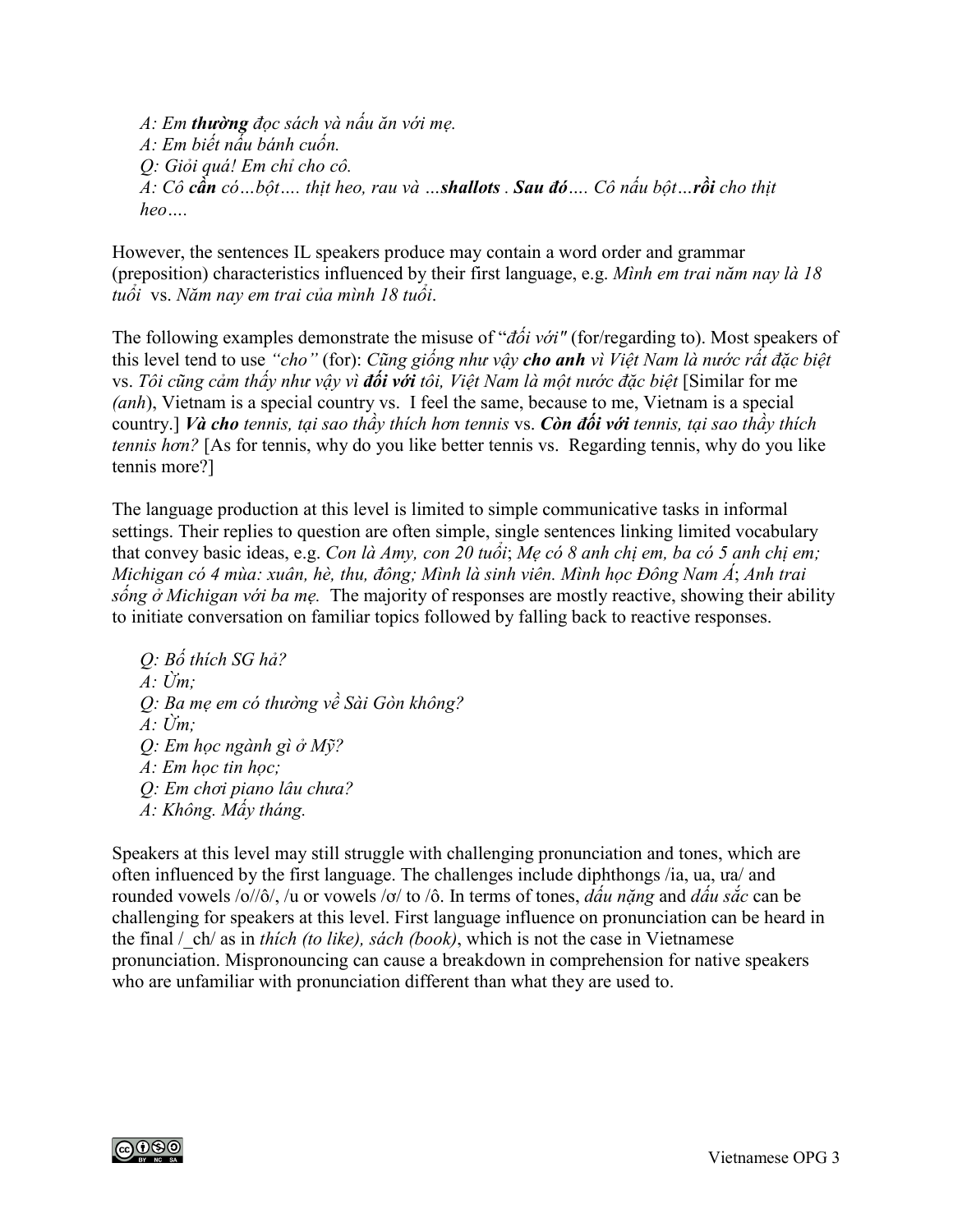*A: Em **thường** đọc sách và nấu ăn với mẹ.*
*A: Em biết nấu bánh cuốn.*
*Q: Giỏi quá! Em chỉ cho cô.*
*A: Cô **cần** có…bột…. thịt heo, rau và …**shallots** . **Sau đó**…. Cô nấu bột…**rồi** cho thịt heo….*

However, the sentences IL speakers produce may contain a word order and grammar (preposition) characteristics influenced by their first language, e.g. *Mình em trai năm nay là 18 tuổi* vs. *Năm nay em trai của mình 18 tuổi*.

The following examples demonstrate the misuse of "*đối với"* (for/regarding to). Most speakers of this level tend to use *"cho"* (for): *Cũng giống như vậy **cho anh** vì Việt Nam là nước rất đặc biệt* vs. *Tôi cũng cảm thấy như vậy vì **đối với** tôi, Việt Nam là một nước đặc biệt* [Similar for me *(anh*), Vietnam is a special country vs. I feel the same, because to me, Vietnam is a special country.] ***Và cho** tennis, tại sao thầy thích hơn tennis* vs. ***Còn đối với** tennis, tại sao thầy thích tennis hơn?* [As for tennis, why do you like better tennis vs. Regarding tennis, why do you like tennis more?]

The language production at this level is limited to simple communicative tasks in informal settings. Their replies to question are often simple, single sentences linking limited vocabulary that convey basic ideas, e.g. *Con là Amy, con 20 tuổi*; *Mẹ có 8 anh chị em, ba có 5 anh chị em; Michigan có 4 mùa: xuân, hè, thu, đông; Mình là sinh viên. Mình học Đông Nam Á*; *Anh trai sống ở Michigan với ba mẹ.* The majority of responses are mostly reactive, showing their ability to initiate conversation on familiar topics followed by falling back to reactive responses.

*Q: Bố thích SG hả?*
*A: Ừm;*
*Q: Ba mẹ em có thường về Sài Gòn không?*
*A: Ừm;*
*Q: Em học ngành gì ở Mỹ?*
*A: Em học tin học;*
*Q: Em chơi piano lâu chưa?*
*A: Không. Mấy tháng.*

Speakers at this level may still struggle with challenging pronunciation and tones, which are often influenced by the first language. The challenges include diphthongs /ia, ua, ưa/ and rounded vowels /o//ô/, /u or vowels /ơ/ to /ô. In terms of tones, *dấu nặng* and *dấu sắc* can be challenging for speakers at this level. First language influence on pronunciation can be heard in the final /_ch/ as in *thích (to like), sách (book)*, which is not the case in Vietnamese pronunciation. Mispronouncing can cause a breakdown in comprehension for native speakers who are unfamiliar with pronunciation different than what they are used to.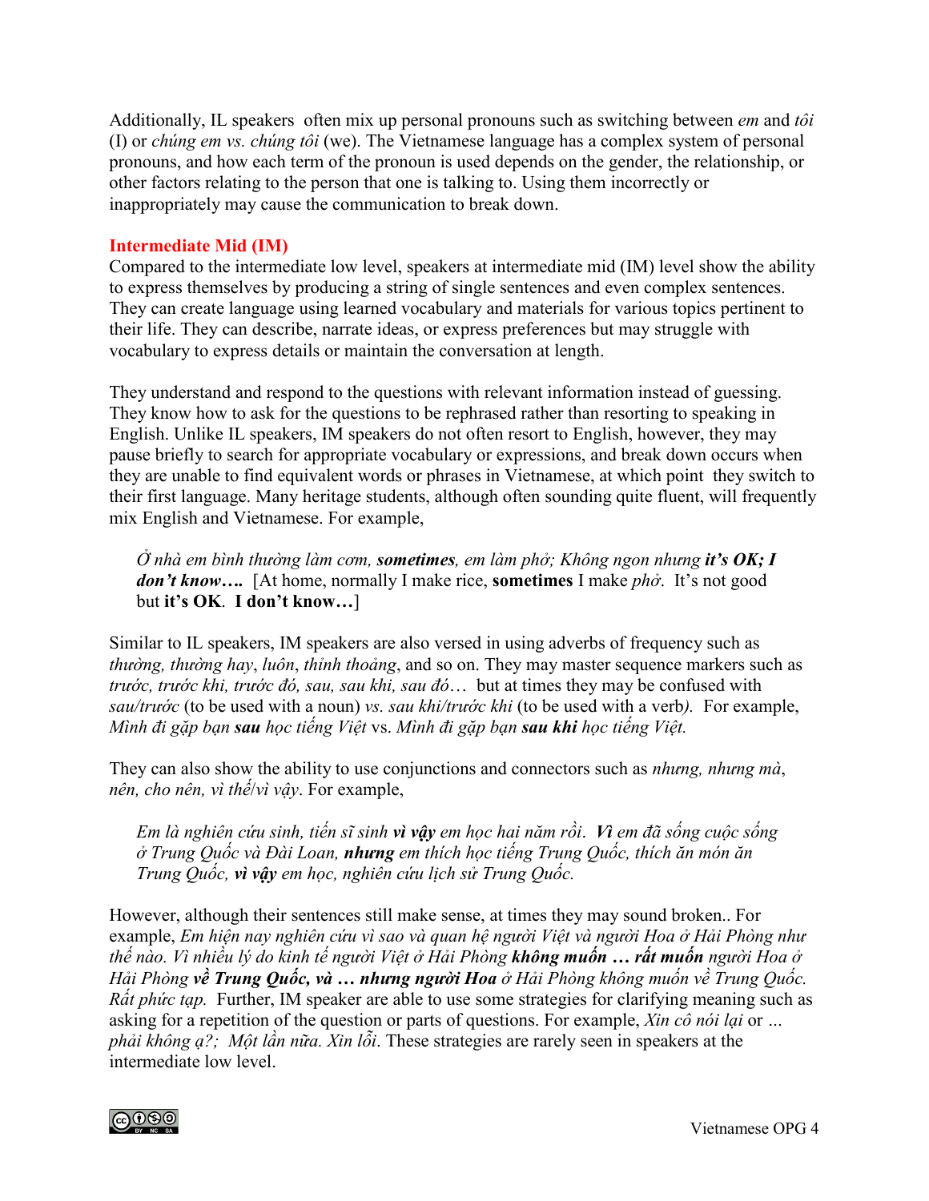Additionally, IL speakers often mix up personal pronouns such as switching between *em* and *tôi* (I) or *chúng em vs. chúng tôi* (we). The Vietnamese language has a complex system of personal pronouns, and how each term of the pronoun is used depends on the gender, the relationship, or other factors relating to the person that one is talking to. Using them incorrectly or inappropriately may cause the communication to break down.

### Intermediate Mid (IM)

Compared to the intermediate low level, speakers at intermediate mid (IM) level show the ability to express themselves by producing a string of single sentences and even complex sentences. They can create language using learned vocabulary and materials for various topics pertinent to their life. They can describe, narrate ideas, or express preferences but may struggle with vocabulary to express details or maintain the conversation at length.

They understand and respond to the questions with relevant information instead of guessing. They know how to ask for the questions to be rephrased rather than resorting to speaking in English. Unlike IL speakers, IM speakers do not often resort to English, however, they may pause briefly to search for appropriate vocabulary or expressions, and break down occurs when they are unable to find equivalent words or phrases in Vietnamese, at which point they switch to their first language. Many heritage students, although often sounding quite fluent, will frequently mix English and Vietnamese. For example,

> *Ở nhà em bình thường làm cơm, **sometimes**, em làm phở; Không ngon nhưng **it's OK; I don't know….*** [At home, normally I make rice, **sometimes** I make *phở*. It's not good but **it's OK**. **I don't know…**]

Similar to IL speakers, IM speakers are also versed in using adverbs of frequency such as *thường, thường hay*, *luôn*, *thỉnh thoảng*, and so on. They may master sequence markers such as *trước, trước khi, trước đó, sau, sau khi, sau đó…* but at times they may be confused with *sau/trước* (to be used with a noun) *vs. sau khi/trước khi* (to be used with a verb*).* For example, *Mình đi gặp bạn **sau** học tiếng Việt* vs. *Mình đi gặp bạn **sau khi** học tiếng Việt.*

They can also show the ability to use conjunctions and connectors such as *nhưng, nhưng mà*, *nên, cho nên, vì thế/vì vậy*. For example,

> *Em là nghiên cứu sinh, tiến sĩ sinh **vì vậy** em học hai năm rồi. **Vì** em đã sống cuộc sống ở Trung Quốc và Đài Loan, **nhưng** em thích học tiếng Trung Quốc, thích ăn món ăn Trung Quốc, **vì vậy** em học, nghiên cứu lịch sử Trung Quốc.*

However, although their sentences still make sense, at times they may sound broken.. For example, *Em hiện nay nghiên cứu vì sao và quan hệ người Việt và người Hoa ở Hải Phòng như thế nào. Vì nhiều lý do kinh tế người Việt ở Hải Phòng **không muốn … rất muốn** người Hoa ở Hải Phòng **về Trung Quốc, và … nhưng người Hoa** ở Hải Phòng không muốn về Trung Quốc. Rất phức tạp.* Further, IM speaker are able to use some strategies for clarifying meaning such as asking for a repetition of the question or parts of questions. For example, *Xin cô nói lại* or *… phải không ạ?; Một lần nữa. Xin lỗi*. These strategies are rarely seen in speakers at the intermediate low level.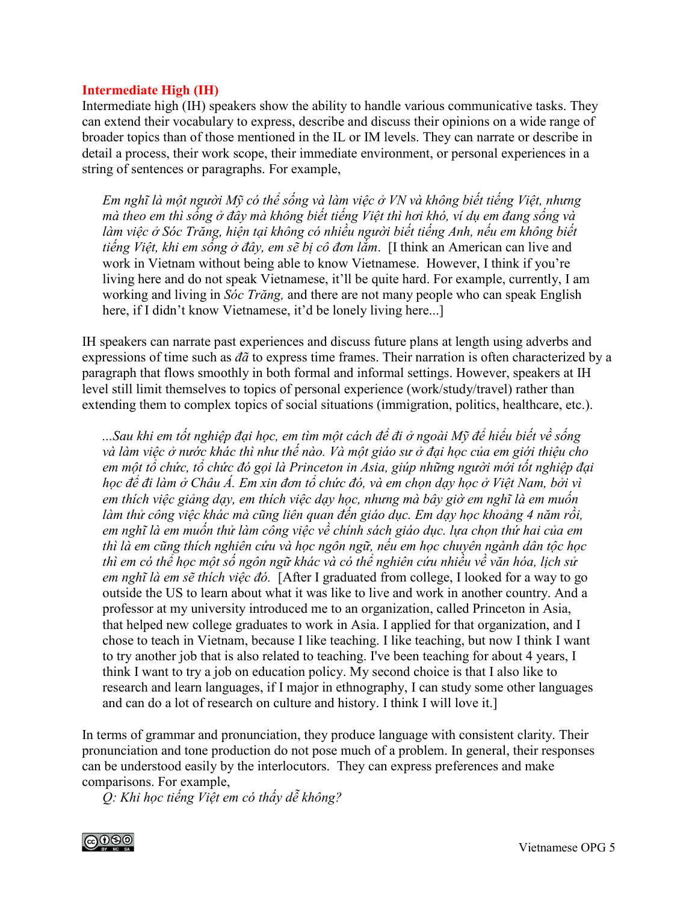**Intermediate High (IH)**

Intermediate high (IH) speakers show the ability to handle various communicative tasks. They can extend their vocabulary to express, describe and discuss their opinions on a wide range of broader topics than of those mentioned in the IL or IM levels. They can narrate or describe in detail a process, their work scope, their immediate environment, or personal experiences in a string of sentences or paragraphs. For example,

> *Em nghĩ là một người Mỹ có thể sống và làm việc ở VN và không biết tiếng Việt, nhưng mà theo em thì sống ở đây mà không biết tiếng Việt thì hơi khó, ví dụ em đang sống và làm việc ở Sóc Trăng, hiện tại không có nhiều người biết tiếng Anh, nếu em không biết tiếng Việt, khi em sống ở đây, em sẽ bị cô đơn lắm*. [I think an American can live and work in Vietnam without being able to know Vietnamese. However, I think if you're living here and do not speak Vietnamese, it'll be quite hard. For example, currently, I am working and living in *Sóc Trăng,* and there are not many people who can speak English here, if I didn't know Vietnamese, it'd be lonely living here...]

IH speakers can narrate past experiences and discuss future plans at length using adverbs and expressions of time such as *đã* to express time frames. Their narration is often characterized by a paragraph that flows smoothly in both formal and informal settings. However, speakers at IH level still limit themselves to topics of personal experience (work/study/travel) rather than extending them to complex topics of social situations (immigration, politics, healthcare, etc.).

> *...Sau khi em tốt nghiệp đại học, em tìm một cách để đi ở ngoài Mỹ để hiểu biết về sống và làm việc ở nước khác thì như thế nào. Và một giáo sư ở đại học của em giới thiệu cho em một tổ chức, tổ chức đó gọi là Princeton in Asia, giúp những người mới tốt nghiệp đại học để đi làm ở Châu Á. Em xin đơn tổ chức đó, và em chọn dạy học ở Việt Nam, bởi vì em thích việc giảng dạy, em thích việc dạy học, nhưng mà bây giờ em nghĩ là em muốn làm thử công việc khác mà cũng liên quan đến giáo dục. Em dạy học khoảng 4 năm rồi, em nghĩ là em muốn thử làm công việc về chính sách giáo dục. lựa chọn thứ hai của em thì là em cũng thích nghiên cứu và học ngôn ngữ, nếu em học chuyên ngành dân tộc học thì em có thể học một số ngôn ngữ khác và có thể nghiên cứu nhiều về văn hóa, lịch sử em nghĩ là em sẽ thích việc đó.* [After I graduated from college, I looked for a way to go outside the US to learn about what it was like to live and work in another country. And a professor at my university introduced me to an organization, called Princeton in Asia, that helped new college graduates to work in Asia. I applied for that organization, and I chose to teach in Vietnam, because I like teaching. I like teaching, but now I think I want to try another job that is also related to teaching. I've been teaching for about 4 years, I think I want to try a job on education policy. My second choice is that I also like to research and learn languages, if I major in ethnography, I can study some other languages and can do a lot of research on culture and history. I think I will love it.]

In terms of grammar and pronunciation, they produce language with consistent clarity. Their pronunciation and tone production do not pose much of a problem. In general, their responses can be understood easily by the interlocutors. They can express preferences and make comparisons. For example,

> *Q: Khi học tiếng Việt em có thấy dễ không?*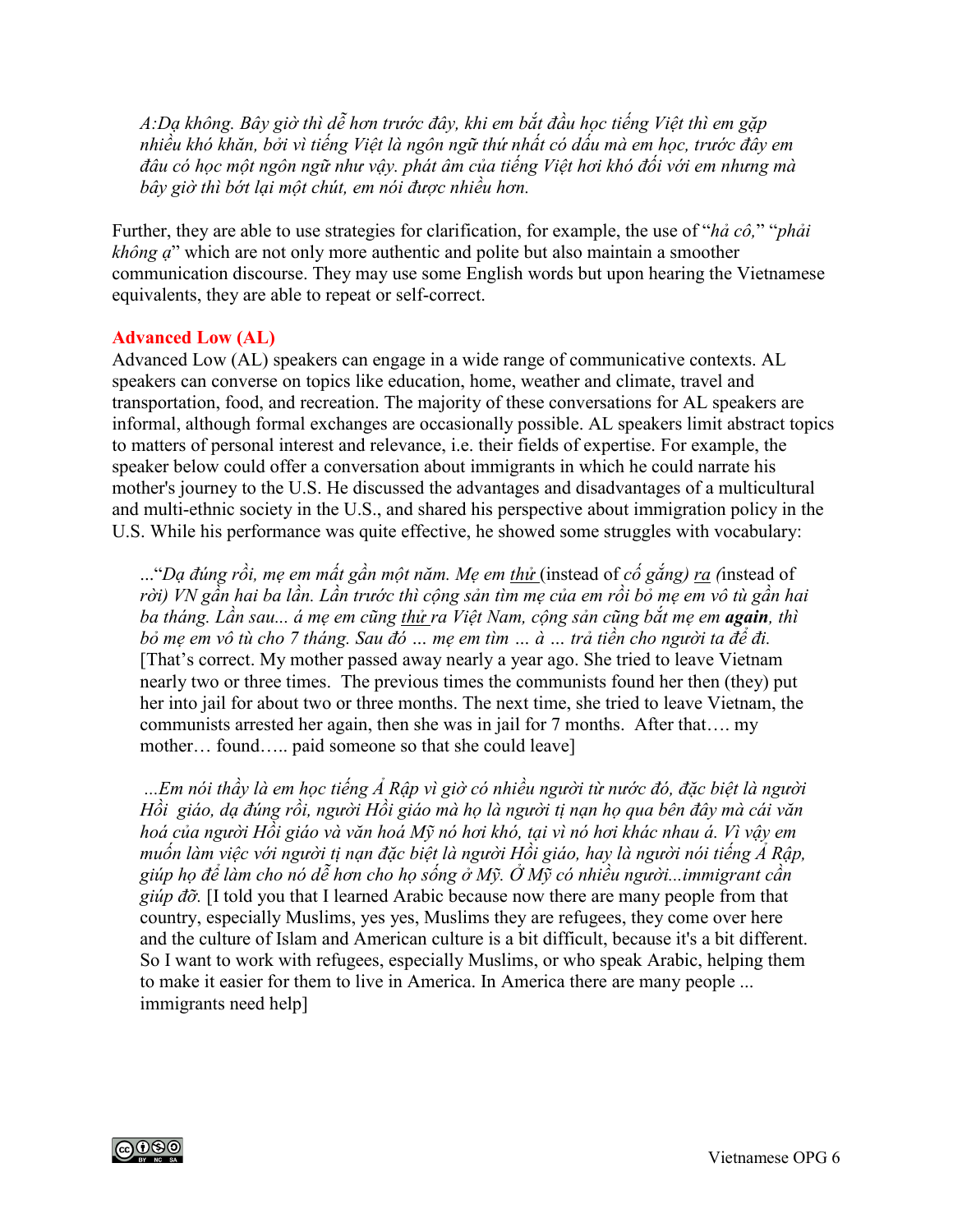*A:Dạ không. Bây giờ thì dễ hơn trước đây, khi em bắt đầu học tiếng Việt thì em gặp nhiều khó khăn, bởi vì tiếng Việt là ngôn ngữ thứ nhất có dấu mà em học, trước đây em đâu có học một ngôn ngữ như vậy. phát âm của tiếng Việt hơi khó đối với em nhưng mà bây giờ thì bớt lại một chút, em nói được nhiều hơn.*

Further, they are able to use strategies for clarification, for example, the use of "*hả cô,*" "*phải không ạ*" which are not only more authentic and polite but also maintain a smoother communication discourse. They may use some English words but upon hearing the Vietnamese equivalents, they are able to repeat or self-correct.

### Advanced Low (AL)

Advanced Low (AL) speakers can engage in a wide range of communicative contexts. AL speakers can converse on topics like education, home, weather and climate, travel and transportation, food, and recreation. The majority of these conversations for AL speakers are informal, although formal exchanges are occasionally possible. AL speakers limit abstract topics to matters of personal interest and relevance, i.e. their fields of expertise. For example, the speaker below could offer a conversation about immigrants in which he could narrate his mother's journey to the U.S. He discussed the advantages and disadvantages of a multicultural and multi-ethnic society in the U.S., and shared his perspective about immigration policy in the U.S. While his performance was quite effective, he showed some struggles with vocabulary:

> ..."*Dạ đúng rồi, mẹ em mất gần một năm. Mẹ em thử* (instead of *cố gắng) ra (*instead of *rời) VN gần hai ba lần. Lần trước thì cộng sản tìm mẹ của em rồi bỏ mẹ em vô tù gần hai ba tháng. Lần sau... á mẹ em cũng thử ra Việt Nam, cộng sản cũng bắt mẹ em* ***again****, thì bỏ mẹ em vô tù cho 7 tháng. Sau đó … mẹ em tìm … à … trả tiền cho người ta để đi.* [That's correct. My mother passed away nearly a year ago. She tried to leave Vietnam nearly two or three times. The previous times the communists found her then (they) put her into jail for about two or three months. The next time, she tried to leave Vietnam, the communists arrested her again, then she was in jail for 7 months. After that…. my mother… found….. paid someone so that she could leave]
>
> *...Em nói thầy là em học tiếng Ả Rập vì giờ có nhiều người từ nước đó, đặc biệt là người Hồi giáo, dạ đúng rồi, người Hồi giáo mà họ là người tị nạn họ qua bên đây mà cái văn hoá của người Hồi giáo và văn hoá Mỹ nó hơi khó, tại vì nó hơi khác nhau á. Vì vậy em muốn làm việc với người tị nạn đặc biệt là người Hồi giáo, hay là người nói tiếng Ả Rập, giúp họ để làm cho nó dễ hơn cho họ sống ở Mỹ. Ở Mỹ có nhiều người...immigrant cần giúp đỡ.* [I told you that I learned Arabic because now there are many people from that country, especially Muslims, yes yes, Muslims they are refugees, they come over here and the culture of Islam and American culture is a bit difficult, because it's a bit different. So I want to work with refugees, especially Muslims, or who speak Arabic, helping them to make it easier for them to live in America. In America there are many people ... immigrants need help]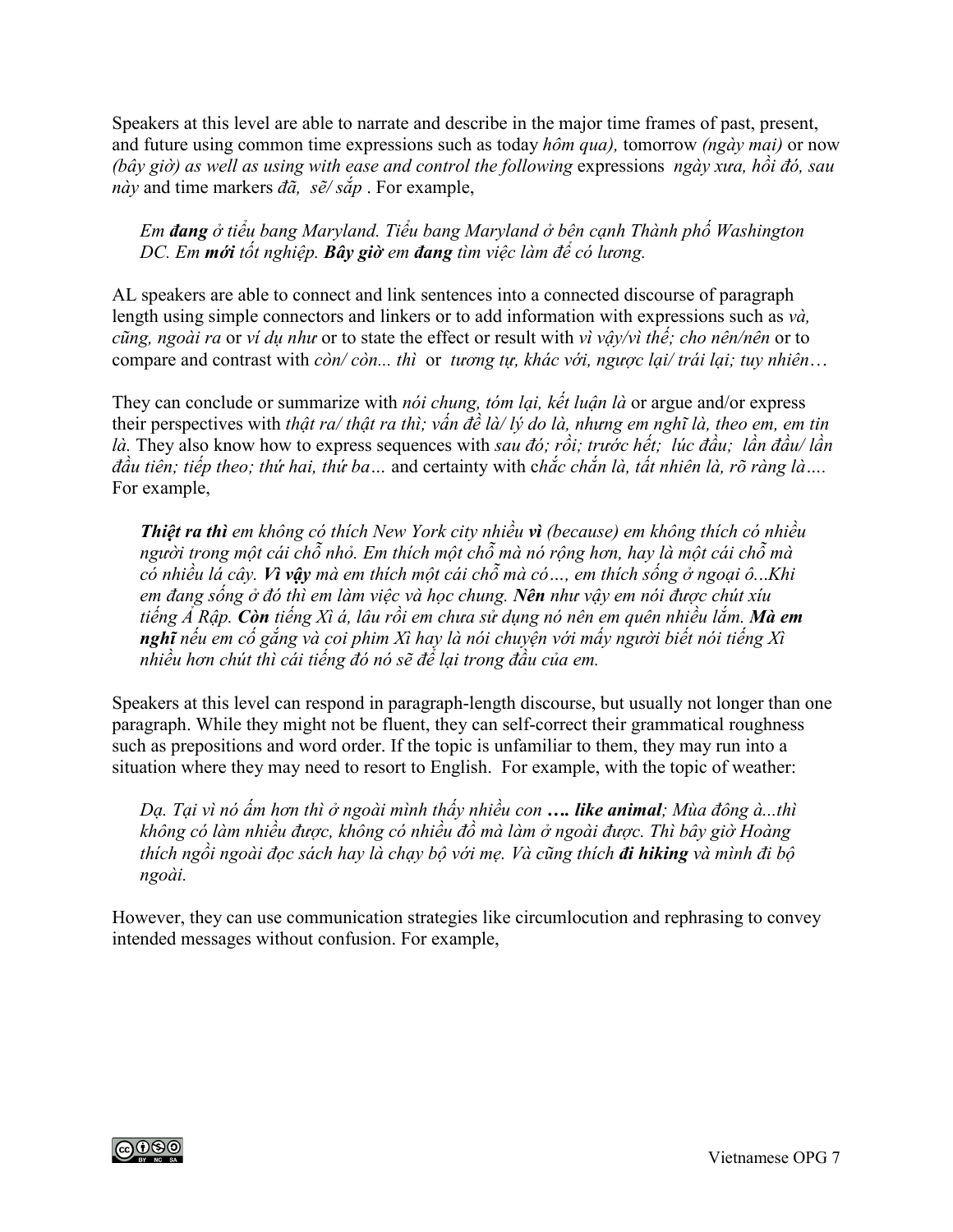Speakers at this level are able to narrate and describe in the major time frames of past, present, and future using common time expressions such as today *hôm qua),* tomorrow *(ngày mai)* or now *(bây giờ) as well as using with ease and control the following* expressions *ngày xưa, hồi đó, sau này* and time markers *đã, sẽ/ sắp* . For example,

> *Em **đang** ở tiểu bang Maryland. Tiểu bang Maryland ở bên cạnh Thành phố Washington DC. Em **mới** tốt nghiệp. **Bây giờ** em **đang** tìm việc làm để có lương.*

AL speakers are able to connect and link sentences into a connected discourse of paragraph length using simple connectors and linkers or to add information with expressions such as *và, cũng, ngoài ra* or *ví dụ như* or to state the effect or result with *vì vậy/vì thế; cho nên/nên* or to compare and contrast with *còn/ còn... thì* or *tương tự, khác với, ngược lại/ trái lại; tuy nhiên…*

They can conclude or summarize with *nói chung, tóm lại, kết luận là* or argue and/or express their perspectives with *thật ra/ thật ra thì; vấn đề là/ lý do là, nhưng em nghĩ là, theo em, em tin là.* They also know how to express sequences with *sau đó; rồi; trước hết; lúc đầu; lần đầu/ lần đầu tiên; tiếp theo; thứ hai, thứ ba…* and certainty with c*hắc chắn là, tất nhiên là, rõ ràng là….* For example,

> ***Thiệt ra thì** em không có thích New York city nhiều **vì** (because) em không thích có nhiều người trong một cái chỗ nhỏ. Em thích một chỗ mà nó rộng hơn, hay là một cái chỗ mà có nhiều lá cây. **Vì vậy** mà em thích một cái chỗ mà có…, em thích sống ở ngoại ô...Khi em đang sống ở đó thì em làm việc và học chung. **Nên** như vậy em nói được chút xíu tiếng Ả Rập. **Còn** tiếng Xì á, lâu rồi em chưa sử dụng nó nên em quên nhiều lắm. **Mà em nghĩ** nếu em cố gắng và coi phim Xì hay là nói chuyện với mấy người biết nói tiếng Xì nhiều hơn chút thì cái tiếng đó nó sẽ để lại trong đầu của em.*

Speakers at this level can respond in paragraph-length discourse, but usually not longer than one paragraph. While they might not be fluent, they can self-correct their grammatical roughness such as prepositions and word order. If the topic is unfamiliar to them, they may run into a situation where they may need to resort to English. For example, with the topic of weather:

> *Dạ. Tại vì nó ấm hơn thì ở ngoài mình thấy nhiều con **…. like animal**; Mùa đông à...thì không có làm nhiều được, không có nhiều đồ mà làm ở ngoài được. Thì bây giờ Hoàng thích ngồi ngoài đọc sách hay là chạy bộ với mẹ. Và cũng thích **đi hiking** và mình đi bộ ngoài.*

However, they can use communication strategies like circumlocution and rephrasing to convey intended messages without confusion. For example,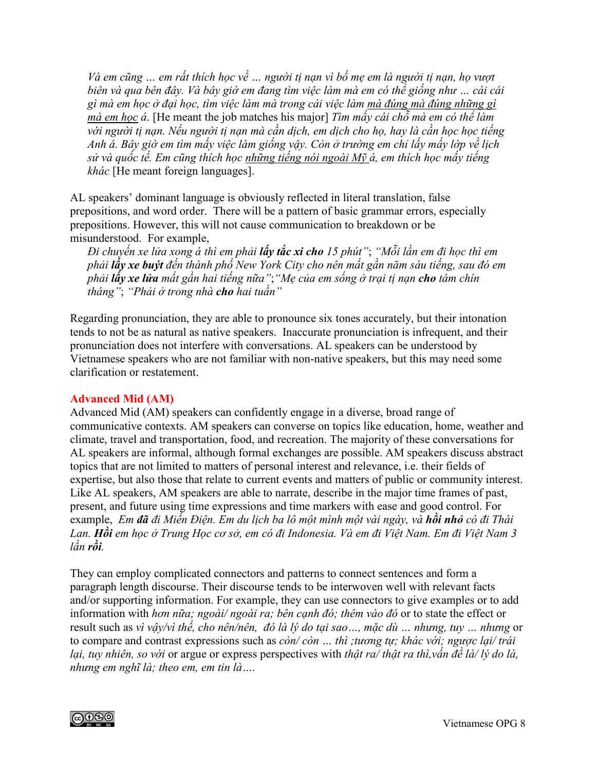> *Và em cũng … em rất thích học về … người tị nạn vì bố mẹ em là người tị nạn, họ vượt biên và qua bên đây. Và bây giờ em đang tìm việc làm mà em có thể giống như … cái cái gì mà em học ở đại học, tìm việc làm mà trong cái việc làm <u>mà đúng mà đúng những gì mà em học</u> á*. [He meant the job matches his major] *Tìm mấy cái chỗ mà em có thể làm với người tị nạn. Nếu người tị nạn mà cần dịch, em dịch cho họ, hay là cần học học tiếng Anh á. Bây giờ em tìm mấy việc làm giống vậy. Còn ở trường em chỉ lấy mấy lớp về lịch sử và quốc tế. Em cũng thích học <u>những tiếng nói ngoài Mỹ á</u>, em thích học mấy tiếng khác* [He meant foreign languages].

AL speakers' dominant language is obviously reflected in literal translation, false prepositions, and word order. There will be a pattern of basic grammar errors, especially prepositions. However, this will not cause communication to breakdown or be misunderstood. For example,

> *Đi chuyến xe lửa xong á thì em phải **lấy tắc xi cho** 15 phút"*; *"Mỗi lần em đi học thì em phải **lấy xe buýt** đến thành phố New York City cho nên mất gần năm sáu tiếng, sau đó em phải **lấy xe lửa** mất gần hai tiếng nữa"*;*"Mẹ của em sống ở trại tị nạn **cho** tám chín tháng"*; *"Phải ở trong nhà **cho** hai tuần"*

Regarding pronunciation, they are able to pronounce six tones accurately, but their intonation tends to not be as natural as native speakers. Inaccurate pronunciation is infrequent, and their pronunciation does not interfere with conversations. AL speakers can be understood by Vietnamese speakers who are not familiar with non-native speakers, but this may need some clarification or restatement.

### Advanced Mid (AM)

Advanced Mid (AM) speakers can confidently engage in a diverse, broad range of communicative contexts. AM speakers can converse on topics like education, home, weather and climate, travel and transportation, food, and recreation. The majority of these conversations for AL speakers are informal, although formal exchanges are possible. AM speakers discuss abstract topics that are not limited to matters of personal interest and relevance, i.e. their fields of expertise, but also those that relate to current events and matters of public or community interest. Like AL speakers, AM speakers are able to narrate, describe in the major time frames of past, present, and future using time expressions and time markers with ease and good control. For example, *Em **đã** đi Miến Điện. Em du lịch ba lô một mình một vài ngày, và **hồi nhỏ** có đi Thái Lan. **Hồi** em học ở Trung Học cơ sở, em có đi Indonesia. Và em đi Việt Nam. Em đi Việt Nam 3 lần **rồi**.*

They can employ complicated connectors and patterns to connect sentences and form a paragraph length discourse. Their discourse tends to be interwoven well with relevant facts and/or supporting information. For example, they can use connectors to give examples or to add information with *hơn nữa; ngoài/ ngoài ra; bên cạnh đó; thêm vào đó* or to state the effect or result such as *vì vậy/vì thế, cho nên/nên, đó là lý do tại sao…, mặc dù … nhưng, tuy … nhưng* or to compare and contrast expressions such as *còn/ còn … thì ;tương tự; khác với; ngược lại/ trái lại, tuy nhiên, so với* or argue or express perspectives with *thật ra/ thật ra thì,vấn đề là/ lý do là, nhưng em nghĩ là; theo em, em tin là….*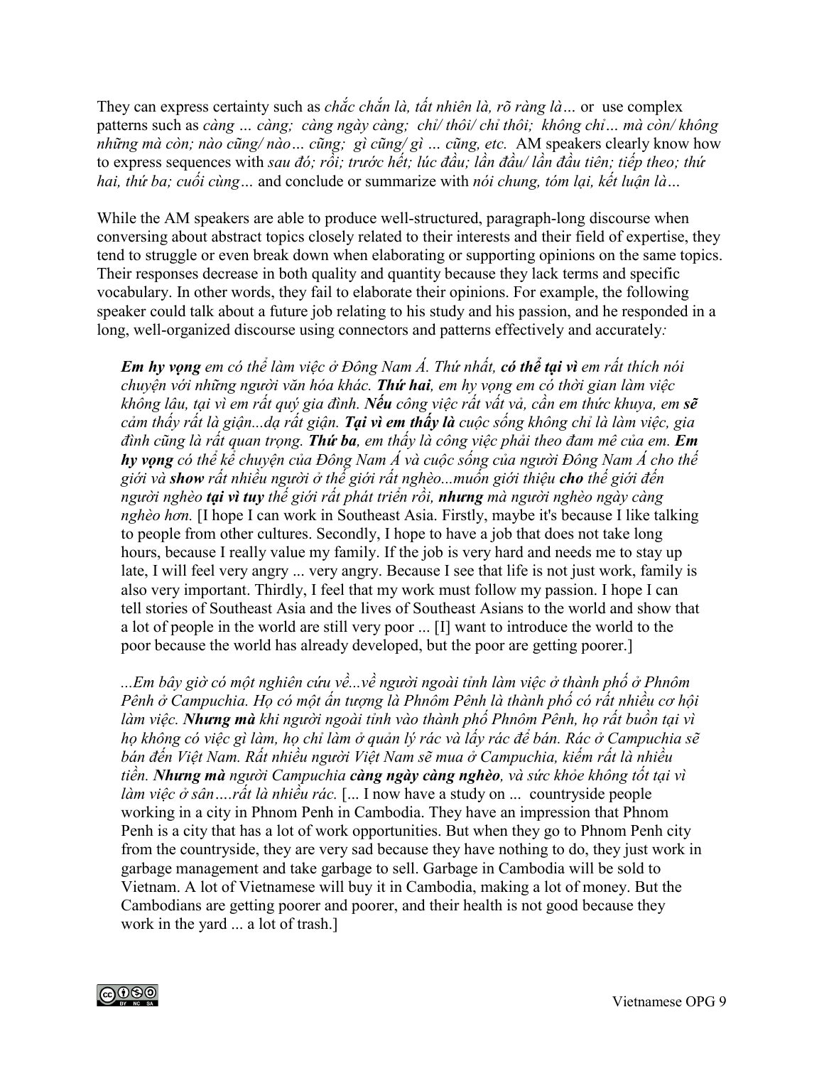They can express certainty such as *chắc chắn là, tất nhiên là, rõ ràng là…* or use complex patterns such as *càng … càng; càng ngày càng; chỉ/ thôi/ chỉ thôi; không chỉ… mà còn/ không những mà còn; nào cũng/ nào… cũng; gì cũng/ gì … cũng, etc.* AM speakers clearly know how to express sequences with *sau đó; rồi; trước hết; lúc đầu; lần đầu/ lần đầu tiên; tiếp theo; thứ hai, thứ ba; cuối cùng…* and conclude or summarize with *nói chung, tóm lại, kết luận là…*

While the AM speakers are able to produce well-structured, paragraph-long discourse when conversing about abstract topics closely related to their interests and their field of expertise, they tend to struggle or even break down when elaborating or supporting opinions on the same topics. Their responses decrease in both quality and quantity because they lack terms and specific vocabulary. In other words, they fail to elaborate their opinions. For example, the following speaker could talk about a future job relating to his study and his passion, and he responded in a long, well-organized discourse using connectors and patterns effectively and accurately*:*

> ***Em hy vọng** em có thể làm việc ở Đông Nam Á. Thứ nhất, **có thể tại vì** em rất thích nói chuyện với những người văn hóa khác. **Thứ hai**, em hy vọng em có thời gian làm việc không lâu, tại vì em rất quý gia đình. **Nếu** công việc rất vất vả, cần em thức khuya, em **sẽ** cảm thấy rất là giận...dạ rất giận. **Tại vì em thấy là** cuộc sống không chỉ là làm việc, gia đình cũng là rất quan trọng. **Thứ ba**, em thấy là công việc phải theo đam mê của em. **Em hy vọng** có thể kể chuyện của Đông Nam Á và cuộc sống của người Đông Nam Á cho thế giới và **show** rất nhiều người ở thế giới rất nghèo...muốn giới thiệu **cho** thế giới đến người nghèo **tại vì tuy** thế giới rất phát triển rồi, **nhưng** mà người nghèo ngày càng nghèo hơn.* [I hope I can work in Southeast Asia. Firstly, maybe it's because I like talking to people from other cultures. Secondly, I hope to have a job that does not take long hours, because I really value my family. If the job is very hard and needs me to stay up late, I will feel very angry ... very angry. Because I see that life is not just work, family is also very important. Thirdly, I feel that my work must follow my passion. I hope I can tell stories of Southeast Asia and the lives of Southeast Asians to the world and show that a lot of people in the world are still very poor ... [I] want to introduce the world to the poor because the world has already developed, but the poor are getting poorer.]

> *...Em bây giờ có một nghiên cứu về...về người ngoài tỉnh làm việc ở thành phố ở Phnôm Pênh ở Campuchia. Họ có một ấn tượng là Phnôm Pênh là thành phố có rất nhiều cơ hội làm việc. **Nhưng mà** khi người ngoài tỉnh vào thành phố Phnôm Pênh, họ rất buồn tại vì họ không có việc gì làm, họ chỉ làm ở quản lý rác và lấy rác để bán. Rác ở Campuchia sẽ bán đến Việt Nam. Rất nhiều người Việt Nam sẽ mua ở Campuchia, kiếm rất là nhiều tiền. **Nhưng mà** người Campuchia **càng ngày càng nghèo**, và sức khỏe không tốt tại vì làm việc ở sân….rất là nhiều rác.* [... I now have a study on ... countryside people working in a city in Phnom Penh in Cambodia. They have an impression that Phnom Penh is a city that has a lot of work opportunities. But when they go to Phnom Penh city from the countryside, they are very sad because they have nothing to do, they just work in garbage management and take garbage to sell. Garbage in Cambodia will be sold to Vietnam. A lot of Vietnamese will buy it in Cambodia, making a lot of money. But the Cambodians are getting poorer and poorer, and their health is not good because they work in the yard ... a lot of trash.]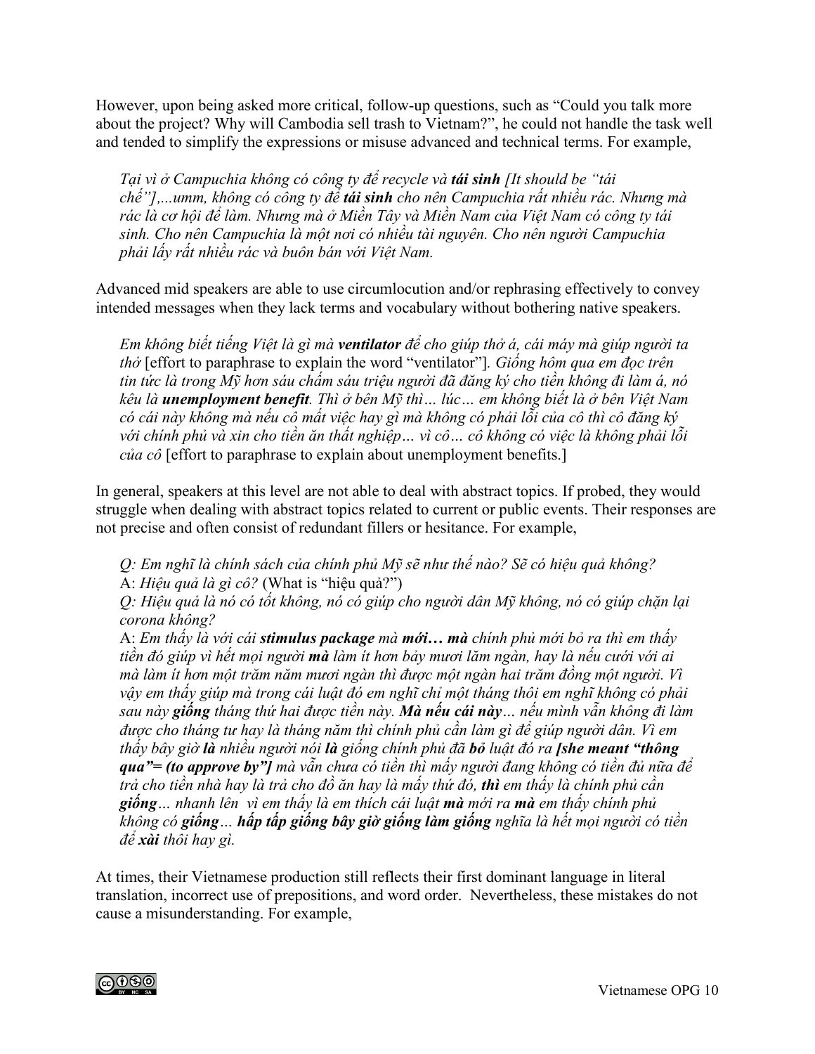However, upon being asked more critical, follow-up questions, such as "Could you talk more about the project? Why will Cambodia sell trash to Vietnam?", he could not handle the task well and tended to simplify the expressions or misuse advanced and technical terms. For example,

> *Tại vì ở Campuchia không có công ty để recycle và **tái sinh** [It should be "tái chế"],...umm, không có công ty để **tái sinh** cho nên Campuchia rất nhiều rác. Nhưng mà rác là cơ hội để làm. Nhưng mà ở Miền Tây và Miền Nam của Việt Nam có công ty tái sinh. Cho nên Campuchia là một nơi có nhiều tài nguyên. Cho nên người Campuchia phải lấy rất nhiều rác và buôn bán với Việt Nam.*

Advanced mid speakers are able to use circumlocution and/or rephrasing effectively to convey intended messages when they lack terms and vocabulary without bothering native speakers.

> *Em không biết tiếng Việt là gì mà **ventilator** để cho giúp thở á, cái máy mà giúp người ta thở* [effort to paraphrase to explain the word "ventilator"]*. Giống hôm qua em đọc trên tin tức là trong Mỹ hơn sáu chấm sáu triệu người đã đăng ký cho tiền không đi làm á, nó kêu là **unemployment benefit**. Thì ở bên Mỹ thì… lúc… em không biết là ở bên Việt Nam có cái này không mà nếu cô mất việc hay gì mà không có phải lỗi của cô thì cô đăng ký với chính phủ và xin cho tiền ăn thất nghiệp… vì cô… cô không có việc là không phải lỗi của cô* [effort to paraphrase to explain about unemployment benefits.]

In general, speakers at this level are not able to deal with abstract topics. If probed, they would struggle when dealing with abstract topics related to current or public events. Their responses are not precise and often consist of redundant fillers or hesitance. For example,

> *Q: Em nghĩ là chính sách của chính phủ Mỹ sẽ như thế nào? Sẽ có hiệu quả không?*
> A: *Hiệu quả là gì cô?* (What is "hiệu quả?")
> *Q: Hiệu quả là nó có tốt không, nó có giúp cho người dân Mỹ không, nó có giúp chặn lại corona không?*
> A: *Em thấy là với cái **stimulus package** mà **mới… mà** chính phủ mới bỏ ra thì em thấy tiền đó giúp vì hết mọi người **mà** làm ít hơn bảy mươi lăm ngàn, hay là nếu cưới với ai mà làm ít hơn một trăm năm mươi ngàn thì được một ngàn hai trăm đồng một người. Vì vậy em thấy giúp mà trong cái luật đó em nghĩ chỉ một tháng thôi em nghĩ không có phải sau này **giống** tháng thứ hai được tiền này. **Mà nếu cái này**… nếu mình vẫn không đi làm được cho tháng tư hay là tháng năm thì chính phủ cần làm gì để giúp người dân. Vì em thấy bây giờ **là** nhiều người nói **là** giống chính phủ đã **bỏ** luật đó ra **[she meant "thông qua"= (to approve by"]** mà vẫn chưa có tiền thì mấy người đang không có tiền đủ nữa để trả cho tiền nhà hay là trả cho đồ ăn hay là mấy thứ đó, **thì** em thấy là chính phủ cần **giống**… nhanh lên vì em thấy là em thích cái luật **mà** mới ra **mà** em thấy chính phủ không có **giống**… **hấp tấp giống bây giờ giống làm giống** nghĩa là hết mọi người có tiền để **xài** thôi hay gì.*

At times, their Vietnamese production still reflects their first dominant language in literal translation, incorrect use of prepositions, and word order. Nevertheless, these mistakes do not cause a misunderstanding. For example,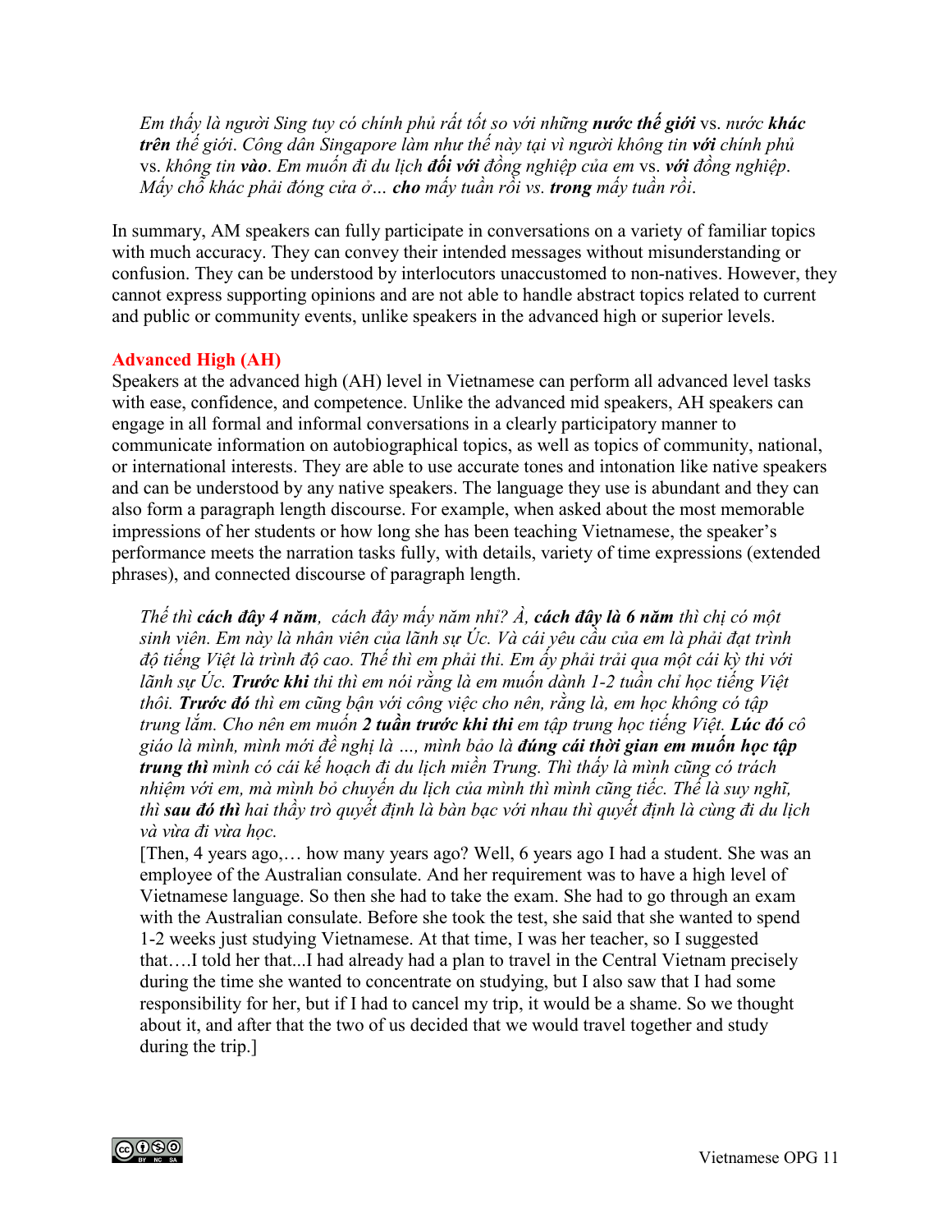*Em thấy là người Sing tuy có chính phủ rất tốt so với những **nước thế giới*** vs. *nước **khác trên** thế giới. Công dân Singapore làm như thế này tại vì người không tin **với** chính phủ* vs. *không tin **vào**. Em muốn đi du lịch **đối với** đồng nghiệp của em* vs. ***với** đồng nghiệp. Mấy chỗ khác phải đóng cửa ở… **cho** mấy tuần rồi vs. **trong** mấy tuần rồi.*

In summary, AM speakers can fully participate in conversations on a variety of familiar topics with much accuracy. They can convey their intended messages without misunderstanding or confusion. They can be understood by interlocutors unaccustomed to non-natives. However, they cannot express supporting opinions and are not able to handle abstract topics related to current and public or community events, unlike speakers in the advanced high or superior levels.

### Advanced High (AH)

Speakers at the advanced high (AH) level in Vietnamese can perform all advanced level tasks with ease, confidence, and competence. Unlike the advanced mid speakers, AH speakers can engage in all formal and informal conversations in a clearly participatory manner to communicate information on autobiographical topics, as well as topics of community, national, or international interests. They are able to use accurate tones and intonation like native speakers and can be understood by any native speakers. The language they use is abundant and they can also form a paragraph length discourse. For example, when asked about the most memorable impressions of her students or how long she has been teaching Vietnamese, the speaker's performance meets the narration tasks fully, with details, variety of time expressions (extended phrases), and connected discourse of paragraph length.

*Thế thì **cách đây 4 năm**, cách đây mấy năm nhỉ? À, **cách đây là 6 năm** thì chị có một sinh viên. Em này là nhân viên của lãnh sự Úc. Và cái yêu cầu của em là phải đạt trình độ tiếng Việt là trình độ cao. Thế thì em phải thi. Em ấy phải trải qua một cái kỳ thi với lãnh sự Úc. **Trước khi** thi thì em nói rằng là em muốn dành 1-2 tuần chỉ học tiếng Việt thôi. **Trước đó** thì em cũng bận với công việc cho nên, rằng là, em học không có tập trung lắm. Cho nên em muốn **2 tuần trước khi thi** em tập trung học tiếng Việt. **Lúc đó** cô giáo là mình, mình mới đề nghị là …, mình bảo là **đúng cái thời gian em muốn học tập trung thì** mình có cái kế hoạch đi du lịch miền Trung. Thì thấy là mình cũng có trách nhiệm với em, mà mình bỏ chuyến du lịch của mình thì mình cũng tiếc. Thế là suy nghĩ, thì **sau đó thì** hai thầy trò quyết định là bàn bạc với nhau thì quyết định là cùng đi du lịch và vừa đi vừa học.*

[Then, 4 years ago,… how many years ago? Well, 6 years ago I had a student. She was an employee of the Australian consulate. And her requirement was to have a high level of Vietnamese language. So then she had to take the exam. She had to go through an exam with the Australian consulate. Before she took the test, she said that she wanted to spend 1-2 weeks just studying Vietnamese. At that time, I was her teacher, so I suggested that….I told her that...I had already had a plan to travel in the Central Vietnam precisely during the time she wanted to concentrate on studying, but I also saw that I had some responsibility for her, but if I had to cancel my trip, it would be a shame. So we thought about it, and after that the two of us decided that we would travel together and study during the trip.]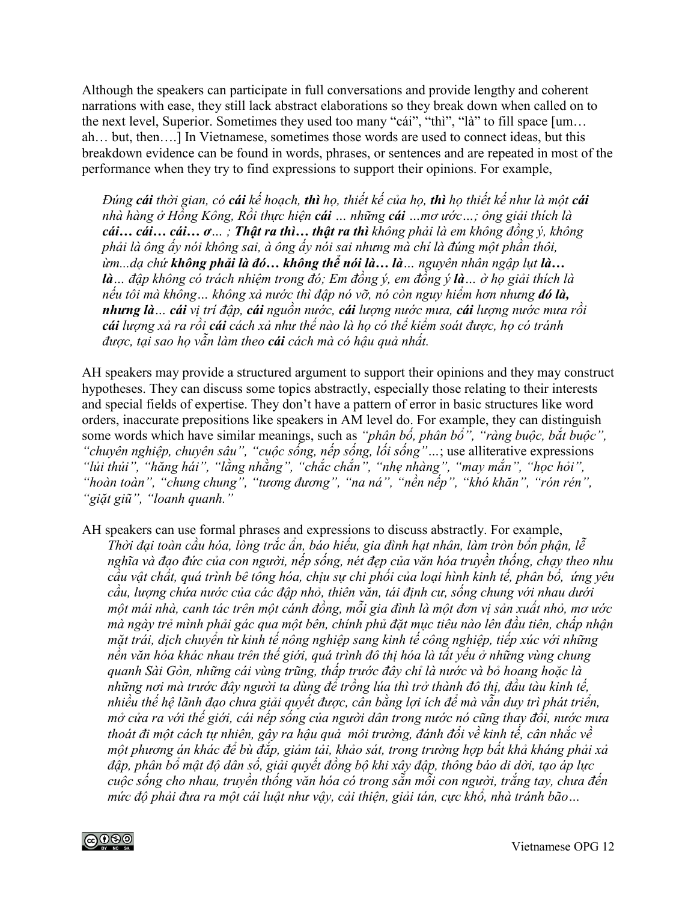Although the speakers can participate in full conversations and provide lengthy and coherent narrations with ease, they still lack abstract elaborations so they break down when called on to the next level, Superior. Sometimes they used too many "cái", "thì", "là" to fill space [um… ah… but, then….] In Vietnamese, sometimes those words are used to connect ideas, but this breakdown evidence can be found in words, phrases, or sentences and are repeated in most of the performance when they try to find expressions to support their opinions. For example,

> *Đúng **cái** thời gian, có **cái** kế hoạch, **thì** họ, thiết kế của họ, **thì** họ thiết kế như là một **cái** nhà hàng ở Hồng Kông, Rồi thực hiện **cái** … những **cái** …mơ ước…; ông giải thích là **cái… cái… cái…** ơ… ; **Thật ra thì… thật ra thì** không phải là em không đồng ý, không phải là ông ấy nói không sai, à ông ấy nói sai nhưng mà chỉ là đúng một phần thôi, ừm...dạ chứ **không phải là đó… không thể nói là… là**… nguyên nhân ngập lụt **là… là**… đập không có trách nhiệm trong đó; Em đồng ý, em đồng ý **là**… ở họ giải thích là nếu tôi mà không… không xả nước thì đập nó vỡ, nó còn nguy hiểm hơn nhưng **đó là, nhưng là**… **cái** vị trí đập, **cái** nguồn nước, **cái** lượng nước mưa, **cái** lượng nước mưa rồi **cái** lượng xả ra rồi **cái** cách xả như thế nào là họ có thể kiểm soát được, họ có tránh được, tại sao họ vẫn làm theo **cái** cách mà có hậu quả nhất.*

AH speakers may provide a structured argument to support their opinions and they may construct hypotheses. They can discuss some topics abstractly, especially those relating to their interests and special fields of expertise. They don't have a pattern of error in basic structures like word orders, inaccurate prepositions like speakers in AM level do. For example, they can distinguish some words which have similar meanings, such as *"phân bố, phân bổ"*, *"ràng buộc, bắt buộc"*, *"chuyên nghiệp, chuyên sâu"*, *"cuộc sống, nếp sống, lối sống"*…; use alliterative expressions *"lủi thủi"*, *"hăng hái"*, *"lằng nhằng"*, *"chắc chắn"*, *"nhẹ nhàng"*, *"may mắn"*, *"học hỏi"*, *"hoàn toàn"*, *"chung chung"*, *"tương đương"*, *"na ná"*, *"nền nếp"*, *"khó khăn"*, *"rón rén"*, *"giặt giũ"*, *"loanh quanh."*

AH speakers can use formal phrases and expressions to discuss abstractly. For example,

> *Thời đại toàn cầu hóa, lòng trắc ẩn, báo hiếu, gia đình hạt nhân, làm tròn bổn phận, lễ nghĩa và đạo đức của con người, nếp sống, nét đẹp của văn hóa truyền thống, chạy theo nhu cầu vật chất, quá trình bê tông hóa, chịu sự chi phối của loại hình kinh tế, phân bố, ứng yêu cầu, lượng chứa nước của các đập nhỏ, thiên văn, tái định cư, sống chung với nhau dưới một mái nhà, canh tác trên một cánh đồng, mỗi gia đình là một đơn vị sản xuất nhỏ, mơ ước mà ngày trẻ mình phải gác qua một bên, chính phủ đặt mục tiêu nào lên đầu tiên, chấp nhận mặt trái, dịch chuyển từ kinh tế nông nghiệp sang kinh tế công nghiệp, tiếp xúc với những nền văn hóa khác nhau trên thế giới, quá trình đô thị hóa là tất yếu ở những vùng chung quanh Sài Gòn, những cái vùng trũng, thấp trước đây chỉ là nước và bỏ hoang hoặc là những nơi mà trước đây người ta dùng để trồng lúa thì trở thành đô thị, đầu tàu kinh tế, nhiều thế hệ lãnh đạo chưa giải quyết được, cân bằng lợi ích để mà vẫn duy trì phát triển, mở cửa ra với thế giới, cái nếp sống của người dân trong nước nó cũng thay đổi, nước mưa thoát đi một cách tự nhiên, gây ra hậu quả môi trường, đánh đổi về kinh tế, cân nhắc về một phương án khác để bù đắp, giảm tải, khảo sát, trong trường hợp bất khả kháng phải xả đập, phân bổ mật độ dân số, giải quyết đồng bộ khi xây đập, thông báo di dời, tạo áp lực cuộc sống cho nhau, truyền thống văn hóa có trong sẵn mỗi con người, trắng tay, chưa đến mức độ phải đưa ra một cái luật như vậy, cải thiện, giải tán, cực khổ, nhà tránh bão…*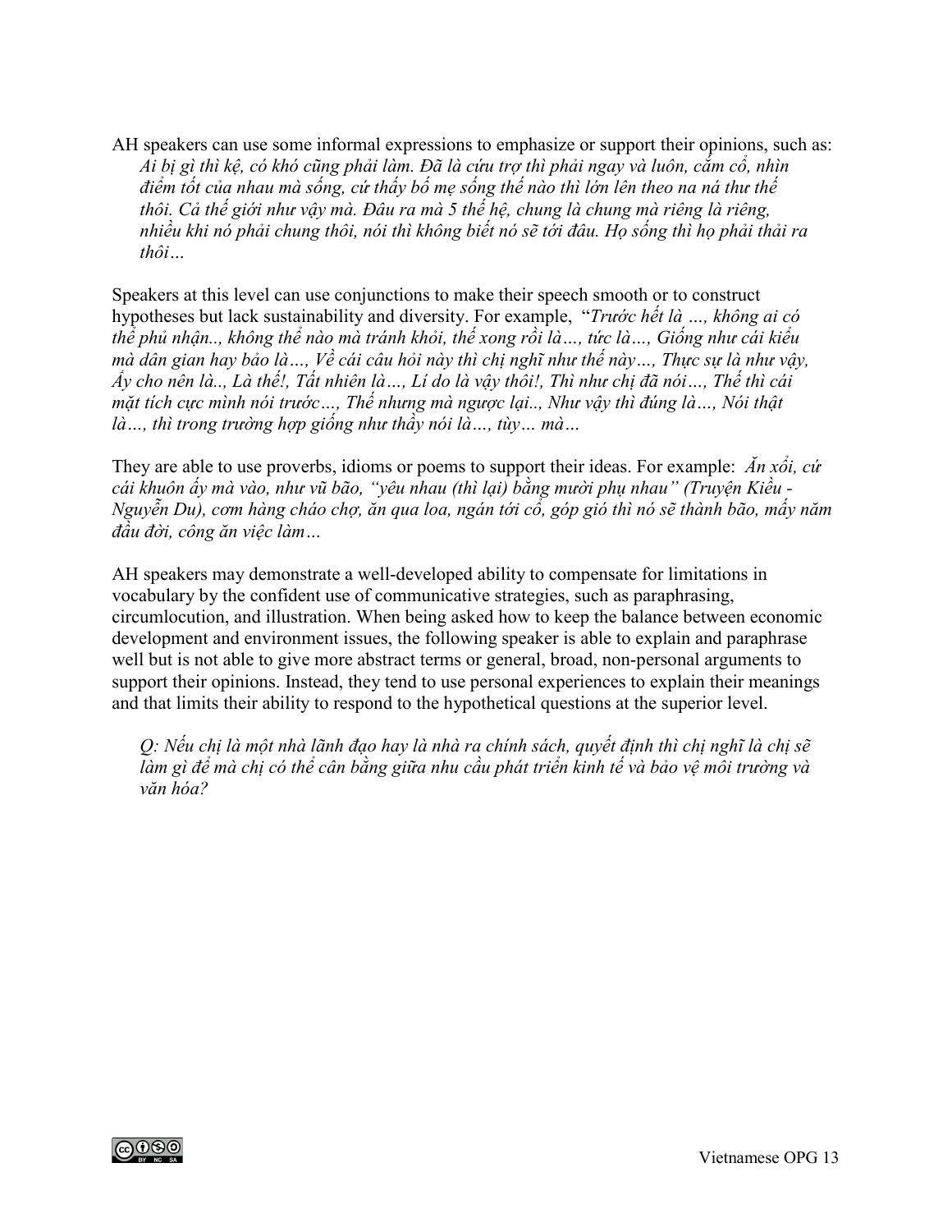AH speakers can use some informal expressions to emphasize or support their opinions, such as: *Ai bị gì thì kệ, có khó cũng phải làm. Đã là cứu trợ thì phải ngay và luôn, cắm cổ, nhìn điểm tốt của nhau mà sống, cứ thấy bố mẹ sống thế nào thì lớn lên theo na ná thư thế thôi. Cả thế giới như vậy mà. Đâu ra mà 5 thế hệ, chung là chung mà riêng là riêng, nhiều khi nó phải chung thôi, nói thì không biết nó sẽ tới đâu. Họ sống thì họ phải thải ra thôi…*

Speakers at this level can use conjunctions to make their speech smooth or to construct hypotheses but lack sustainability and diversity. For example, "*Trước hết là …, không ai có thể phủ nhận.., không thể nào mà tránh khỏi, thế xong rồi là…, tức là…, Giống như cái kiểu mà dân gian hay bảo là…, Về cái câu hỏi này thì chị nghĩ như thế này…, Thực sự là như vậy, Ấy cho nên là.., Là thế!, Tất nhiên là…, Lí do là vậy thôi!, Thì như chị đã nói…, Thế thì cái mặt tích cực mình nói trước…, Thế nhưng mà ngược lại.., Như vậy thì đúng là…, Nói thật là…, thì trong trường hợp giống như thầy nói là…, tùy… mà…*

They are able to use proverbs, idioms or poems to support their ideas. For example: *Ăn xổi, cứ cái khuôn ấy mà vào, như vũ bão, "yêu nhau (thì lại) bằng mười phụ nhau" (Truyện Kiều - Nguyễn Du), cơm hàng cháo chợ, ăn qua loa, ngán tới cổ, góp gió thì nó sẽ thành bão, mấy năm đầu đời, công ăn việc làm…*

AH speakers may demonstrate a well-developed ability to compensate for limitations in vocabulary by the confident use of communicative strategies, such as paraphrasing, circumlocution, and illustration. When being asked how to keep the balance between economic development and environment issues, the following speaker is able to explain and paraphrase well but is not able to give more abstract terms or general, broad, non-personal arguments to support their opinions. Instead, they tend to use personal experiences to explain their meanings and that limits their ability to respond to the hypothetical questions at the superior level.

> *Q: Nếu chị là một nhà lãnh đạo hay là nhà ra chính sách, quyết định thì chị nghĩ là chị sẽ làm gì để mà chị có thể cân bằng giữa nhu cầu phát triển kinh tế và bảo vệ môi trường và văn hóa?*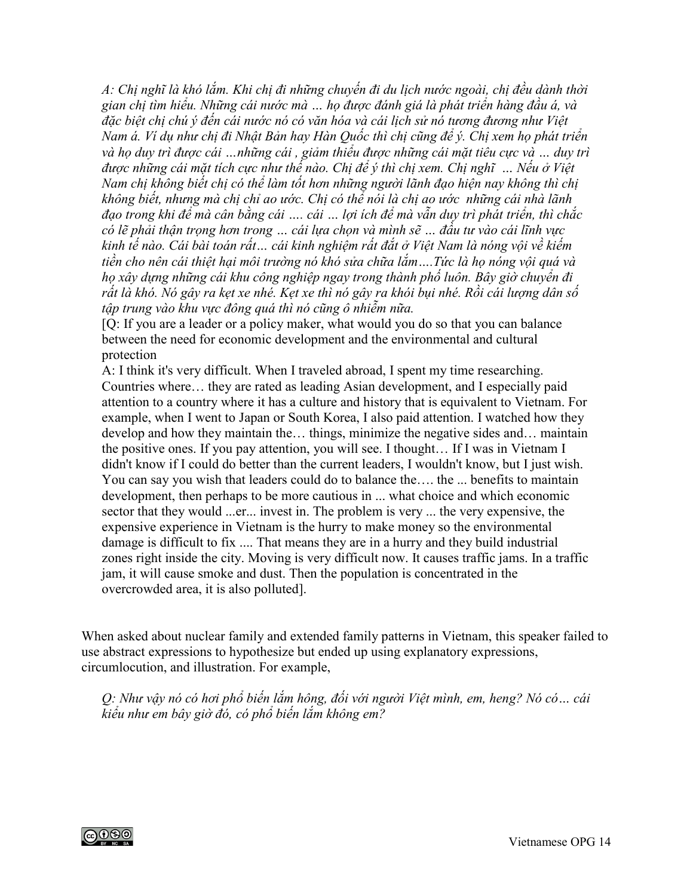*A: Chị nghĩ là khó lắm. Khi chị đi những chuyến đi du lịch nước ngoài, chị đều dành thời gian chị tìm hiểu. Những cái nước mà … họ được đánh giá là phát triển hàng đầu á, và đặc biệt chị chú ý đến cái nước nó có văn hóa và cái lịch sử nó tương đương như Việt Nam á. Ví dụ như chị đi Nhật Bản hay Hàn Quốc thì chị cũng để ý. Chị xem họ phát triển và họ duy trì được cái …những cái , giảm thiểu được những cái mặt tiêu cực và … duy trì được những cái mặt tích cực như thế nào. Chị để ý thì chị xem. Chị nghĩ … Nếu ở Việt Nam chị không biết chị có thể làm tốt hơn những người lãnh đạo hiện nay không thì chị không biết, nhưng mà chị chỉ ao ước. Chị có thể nói là chị ao ước những cái nhà lãnh đạo trong khi để mà cân bằng cái …. cái … lợi ích để mà vẫn duy trì phát triển, thì chắc có lẽ phải thận trọng hơn trong … cái lựa chọn và mình sẽ … đầu tư vào cái lĩnh vực kinh tế nào. Cái bài toán rất… cái kinh nghiệm rất đắt ở Việt Nam là nóng vội về kiếm tiền cho nên cái thiệt hại môi trường nó khó sửa chữa lắm….Tức là họ nóng vội quá và họ xây dựng những cái khu công nghiệp ngay trong thành phố luôn. Bây giờ chuyển đi rất là khó. Nó gây ra kẹt xe nhé. Kẹt xe thì nó gây ra khói bụi nhé. Rồi cái lượng dân số tập trung vào khu vực đông quá thì nó cũng ô nhiễm nữa.*

[Q: If you are a leader or a policy maker, what would you do so that you can balance between the need for economic development and the environmental and cultural protection

A: I think it's very difficult. When I traveled abroad, I spent my time researching. Countries where… they are rated as leading Asian development, and I especially paid attention to a country where it has a culture and history that is equivalent to Vietnam. For example, when I went to Japan or South Korea, I also paid attention. I watched how they develop and how they maintain the… things, minimize the negative sides and… maintain the positive ones. If you pay attention, you will see. I thought… If I was in Vietnam I didn't know if I could do better than the current leaders, I wouldn't know, but I just wish. You can say you wish that leaders could do to balance the…. the ... benefits to maintain development, then perhaps to be more cautious in ... what choice and which economic sector that they would ...er... invest in. The problem is very ... the very expensive, the expensive experience in Vietnam is the hurry to make money so the environmental damage is difficult to fix .... That means they are in a hurry and they build industrial zones right inside the city. Moving is very difficult now. It causes traffic jams. In a traffic jam, it will cause smoke and dust. Then the population is concentrated in the overcrowded area, it is also polluted].

When asked about nuclear family and extended family patterns in Vietnam, this speaker failed to use abstract expressions to hypothesize but ended up using explanatory expressions, circumlocution, and illustration. For example,

*Q: Như vậy nó có hơi phổ biến lắm hông, đối với người Việt mình, em, heng? Nó có… cái kiểu như em bây giờ đó, có phổ biến lắm không em?*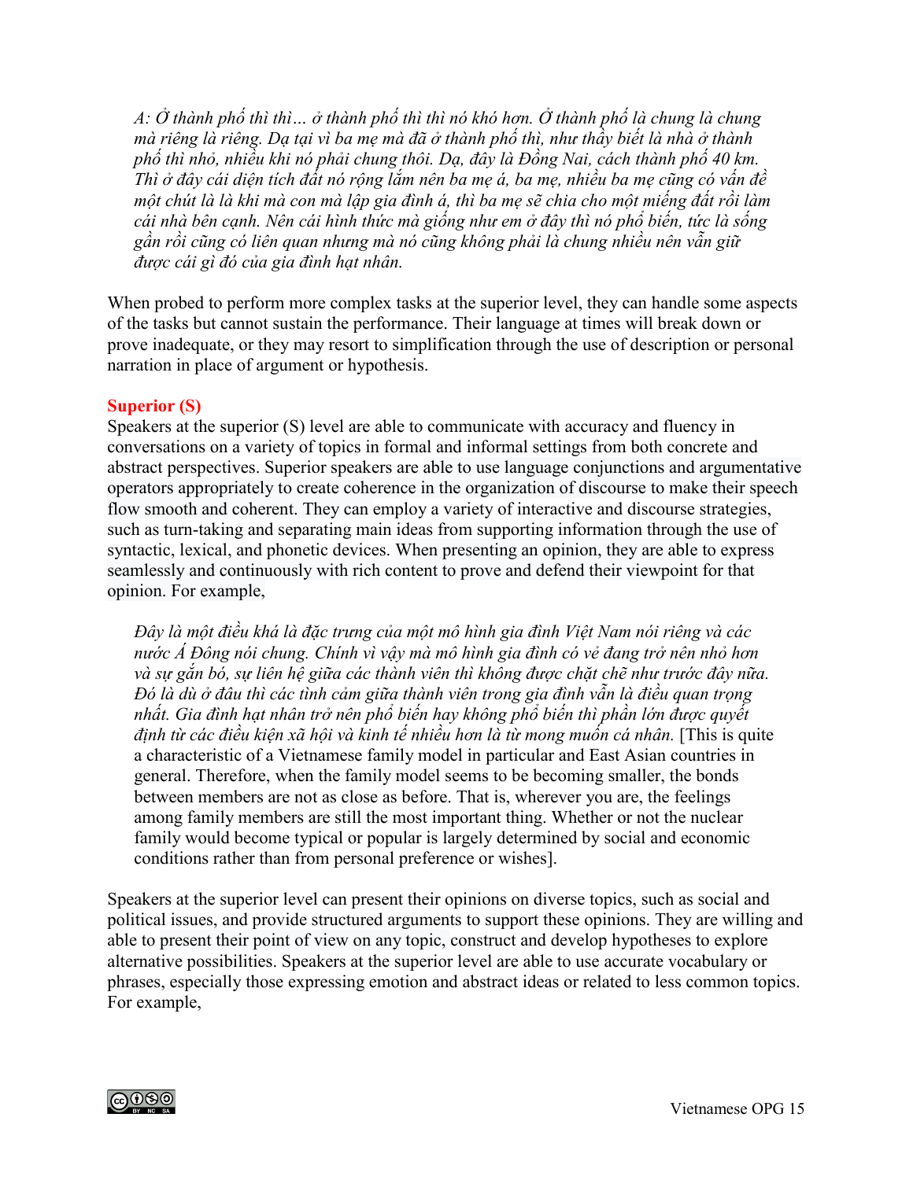*A: Ở thành phố thì thì… ở thành phố thì thì nó khó hơn. Ở thành phố là chung là chung mà riêng là riêng. Dạ tại vì ba mẹ mà đã ở thành phố thì, như thầy biết là nhà ở thành phố thì nhỏ, nhiều khi nó phải chung thôi. Dạ, đây là Đồng Nai, cách thành phố 40 km. Thì ở đây cái diện tích đất nó rộng lắm nên ba mẹ á, ba mẹ, nhiều ba mẹ cũng có vấn đề một chút là là khi mà con mà lập gia đình á, thì ba mẹ sẽ chia cho một miếng đất rồi làm cái nhà bên cạnh. Nên cái hình thức mà giống như em ở đây thì nó phổ biến, tức là sống gần rồi cũng có liên quan nhưng mà nó cũng không phải là chung nhiều nên vẫn giữ được cái gì đó của gia đình hạt nhân.*

When probed to perform more complex tasks at the superior level, they can handle some aspects of the tasks but cannot sustain the performance. Their language at times will break down or prove inadequate, or they may resort to simplification through the use of description or personal narration in place of argument or hypothesis.

### Superior (S)

Speakers at the superior (S) level are able to communicate with accuracy and fluency in conversations on a variety of topics in formal and informal settings from both concrete and abstract perspectives. Superior speakers are able to use language conjunctions and argumentative operators appropriately to create coherence in the organization of discourse to make their speech flow smooth and coherent. They can employ a variety of interactive and discourse strategies, such as turn-taking and separating main ideas from supporting information through the use of syntactic, lexical, and phonetic devices. When presenting an opinion, they are able to express seamlessly and continuously with rich content to prove and defend their viewpoint for that opinion. For example,

*Đây là một điều khá là đặc trưng của một mô hình gia đình Việt Nam nói riêng và các nước Á Đông nói chung. Chính vì vậy mà mô hình gia đình có vẻ đang trở nên nhỏ hơn và sự gắn bó, sự liên hệ giữa các thành viên thì không được chặt chẽ như trước đây nữa. Đó là dù ở đâu thì các tình cảm giữa thành viên trong gia đình vẫn là điều quan trọng nhất. Gia đình hạt nhân trở nên phổ biến hay không phổ biến thì phần lớn được quyết định từ các điều kiện xã hội và kinh tế nhiều hơn là từ mong muốn cá nhân.* [This is quite a characteristic of a Vietnamese family model in particular and East Asian countries in general. Therefore, when the family model seems to be becoming smaller, the bonds between members are not as close as before. That is, wherever you are, the feelings among family members are still the most important thing. Whether or not the nuclear family would become typical or popular is largely determined by social and economic conditions rather than from personal preference or wishes].

Speakers at the superior level can present their opinions on diverse topics, such as social and political issues, and provide structured arguments to support these opinions. They are willing and able to present their point of view on any topic, construct and develop hypotheses to explore alternative possibilities. Speakers at the superior level are able to use accurate vocabulary or phrases, especially those expressing emotion and abstract ideas or related to less common topics. For example,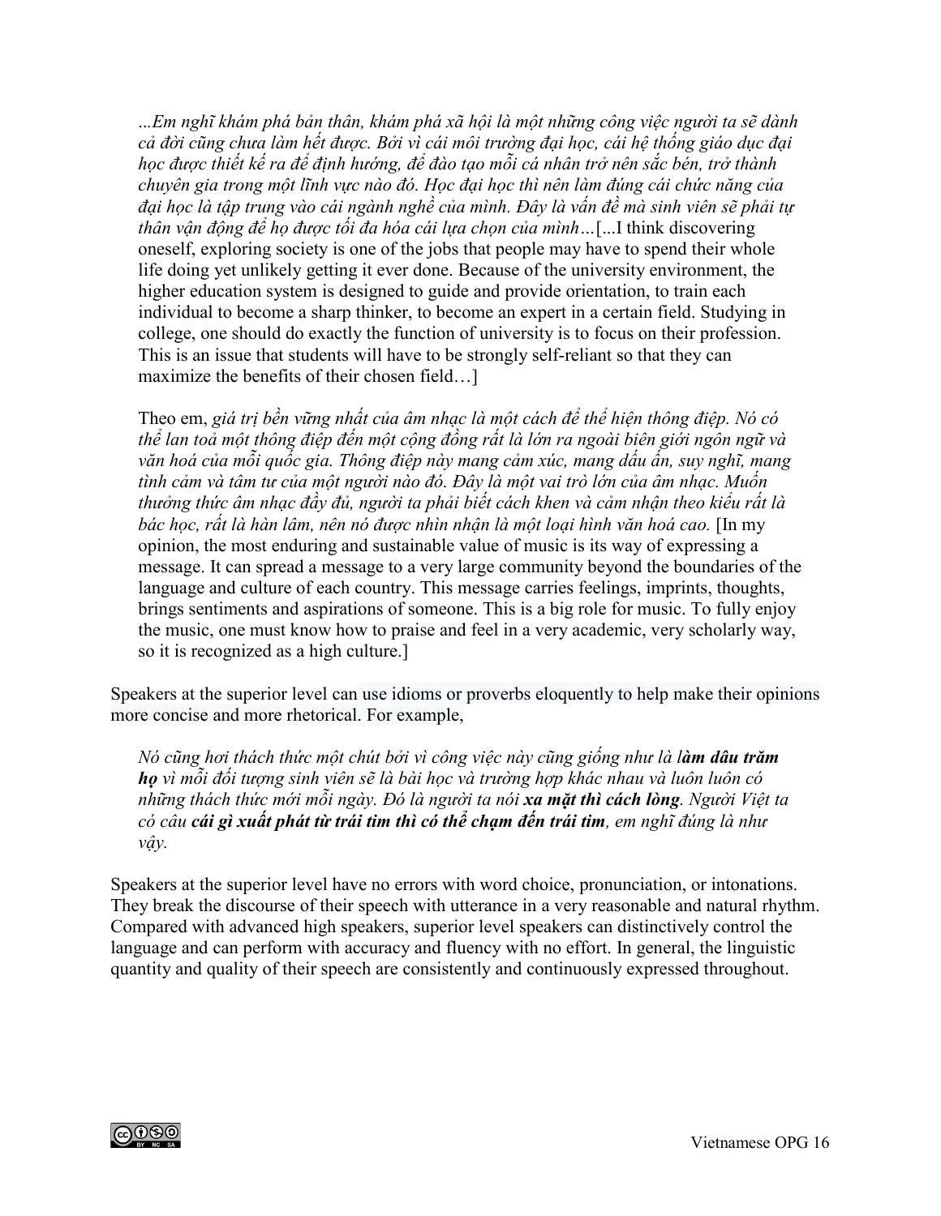*...Em nghĩ khám phá bản thân, khám phá xã hội là một những công việc người ta sẽ dành cả đời cũng chưa làm hết được. Bởi vì cái môi trường đại học, cái hệ thống giáo dục đại học được thiết kế ra để định hướng, để đào tạo mỗi cá nhân trở nên sắc bén, trở thành chuyên gia trong một lĩnh vực nào đó. Học đại học thì nên làm đúng cái chức năng của đại học là tập trung vào cái ngành nghề của mình. Đây là vấn đề mà sinh viên sẽ phải tự thân vận động để họ được tối đa hóa cái lựa chọn của mình…*[...I think discovering oneself, exploring society is one of the jobs that people may have to spend their whole life doing yet unlikely getting it ever done. Because of the university environment, the higher education system is designed to guide and provide orientation, to train each individual to become a sharp thinker, to become an expert in a certain field. Studying in college, one should do exactly the function of university is to focus on their profession. This is an issue that students will have to be strongly self-reliant so that they can maximize the benefits of their chosen field…]

Theo em, *giá trị bền vững nhất của âm nhạc là một cách để thể hiện thông điệp. Nó có thể lan toả một thông điệp đến một cộng đồng rất là lớn ra ngoài biên giới ngôn ngữ và văn hoá của mỗi quốc gia. Thông điệp này mang cảm xúc, mang dấu ấn, suy nghĩ, mang tình cảm và tâm tư của một người nào đó. Đây là một vai trò lớn của âm nhạc. Muốn thưởng thức âm nhạc đầy đủ, người ta phải biết cách khen và cảm nhận theo kiểu rất là bác học, rất là hàn lâm, nên nó được nhìn nhận là một loại hình văn hoá cao.* [In my opinion, the most enduring and sustainable value of music is its way of expressing a message. It can spread a message to a very large community beyond the boundaries of the language and culture of each country. This message carries feelings, imprints, thoughts, brings sentiments and aspirations of someone. This is a big role for music. To fully enjoy the music, one must know how to praise and feel in a very academic, very scholarly way, so it is recognized as a high culture.]

Speakers at the superior level can use idioms or proverbs eloquently to help make their opinions more concise and more rhetorical. For example,

*Nó cũng hơi thách thức một chút bởi vì công việc này cũng giống như là l**àm dâu trăm họ** vì mỗi đối tượng sinh viên sẽ là bài học và trường hợp khác nhau và luôn luôn có những thách thức mới mỗi ngày. Đó là người ta nói **xa mặt thì cách lòng**. Người Việt ta có câu **cái gì xuất phát từ trái tim thì có thể chạm đến trái tim**, em nghĩ đúng là như vậy.*

Speakers at the superior level have no errors with word choice, pronunciation, or intonations. They break the discourse of their speech with utterance in a very reasonable and natural rhythm. Compared with advanced high speakers, superior level speakers can distinctively control the language and can perform with accuracy and fluency with no effort. In general, the linguistic quantity and quality of their speech are consistently and continuously expressed throughout.